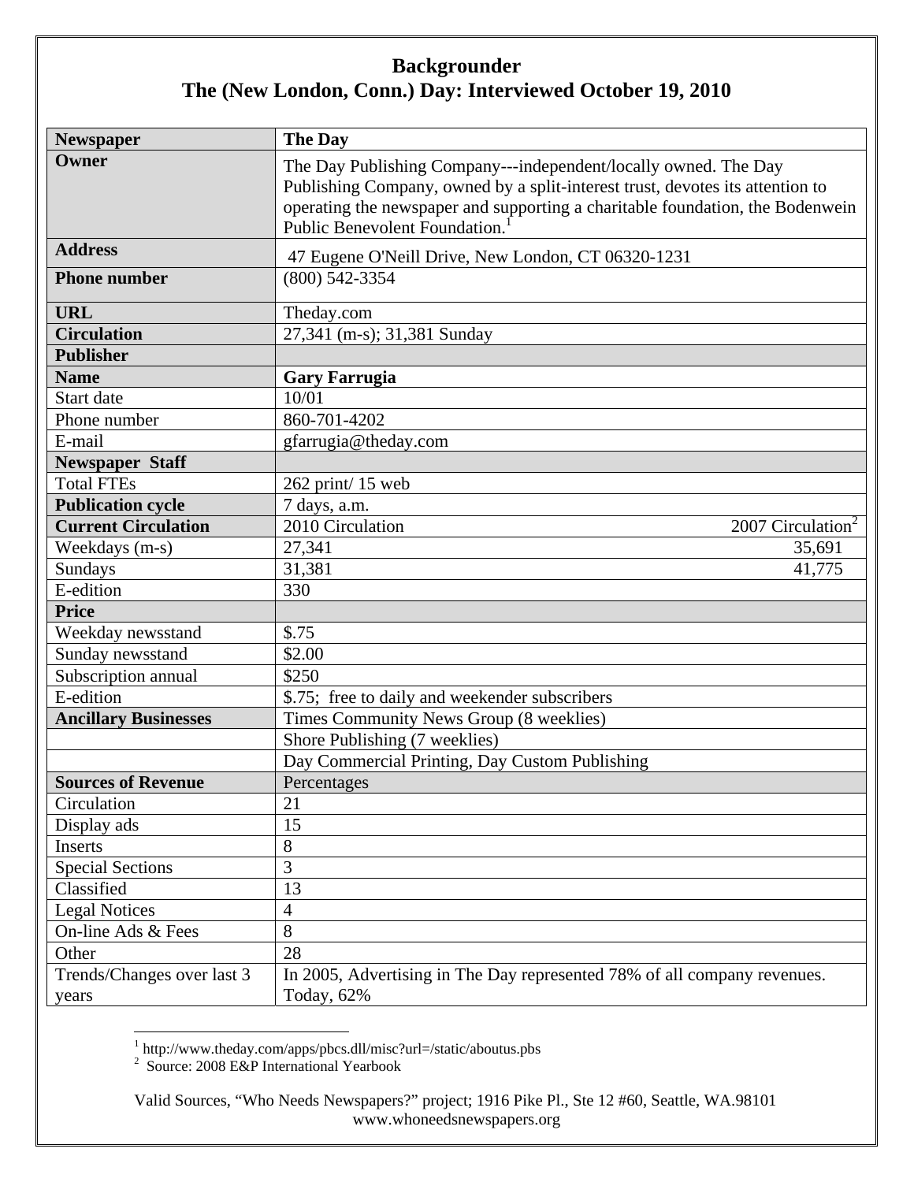# Backgrounder
## The (New London, Conn.) Day: Interviewed October 19, 2010

| **Newspaper** | **The Day** | |
|---|---|---|
| **Owner** | The Day Publishing Company---independent/locally owned. The Day Publishing Company, owned by a split-interest trust, devotes its attention to operating the newspaper and supporting a charitable foundation, the Bodenwein Public Benevolent Foundation.[1] | |
| **Address** | 47 Eugene O'Neill Drive, New London, CT 06320-1231 | |
| **Phone number** | (800) 542-3354 | |
| **URL** | Theday.com | |
| **Circulation** | 27,341 (m-s); 31,381 Sunday | |
| **Publisher** | | |
| **Name** | **Gary Farrugia** | |
| Start date | 10/01 | |
| Phone number | 860-701-4202 | |
| E-mail | gfarrugia@theday.com | |
| **Newspaper Staff** | | |
| Total FTEs | 262 print/ 15 web | |
| **Publication cycle** | 7 days, a.m. | |
| **Current Circulation** | 2010 Circulation | 2007 Circulation[2] |
| Weekdays (m-s) | 27,341 | 35,691 |
| Sundays | 31,381 | 41,775 |
| E-edition | 330 | |
| **Price** | | |
| Weekday newsstand | $.75 | |
| Sunday newsstand | $2.00 | |
| Subscription annual | $250 | |
| E-edition | $.75; free to daily and weekender subscribers | |
| **Ancillary Businesses** | Times Community News Group (8 weeklies) | |
| | Shore Publishing (7 weeklies) | |
| | Day Commercial Printing, Day Custom Publishing | |
| **Sources of Revenue** | Percentages | |
| Circulation | 21 | |
| Display ads | 15 | |
| Inserts | 8 | |
| Special Sections | 3 | |
| Classified | 13 | |
| Legal Notices | 4 | |
| On-line Ads & Fees | 8 | |
| Other | 28 | |
| Trends/Changes over last 3 years | In 2005, Advertising in The Day represented 78% of all company revenues. Today, 62% | |

[1] http://www.theday.com/apps/pbcs.dll/misc?url=/static/aboutus.pbs
[2] Source: 2008 E&P International Yearbook

Valid Sources, "Who Needs Newspapers?" project; 1916 Pike Pl., Ste 12 #60, Seattle, WA.98101
www.whoneedsnewspapers.org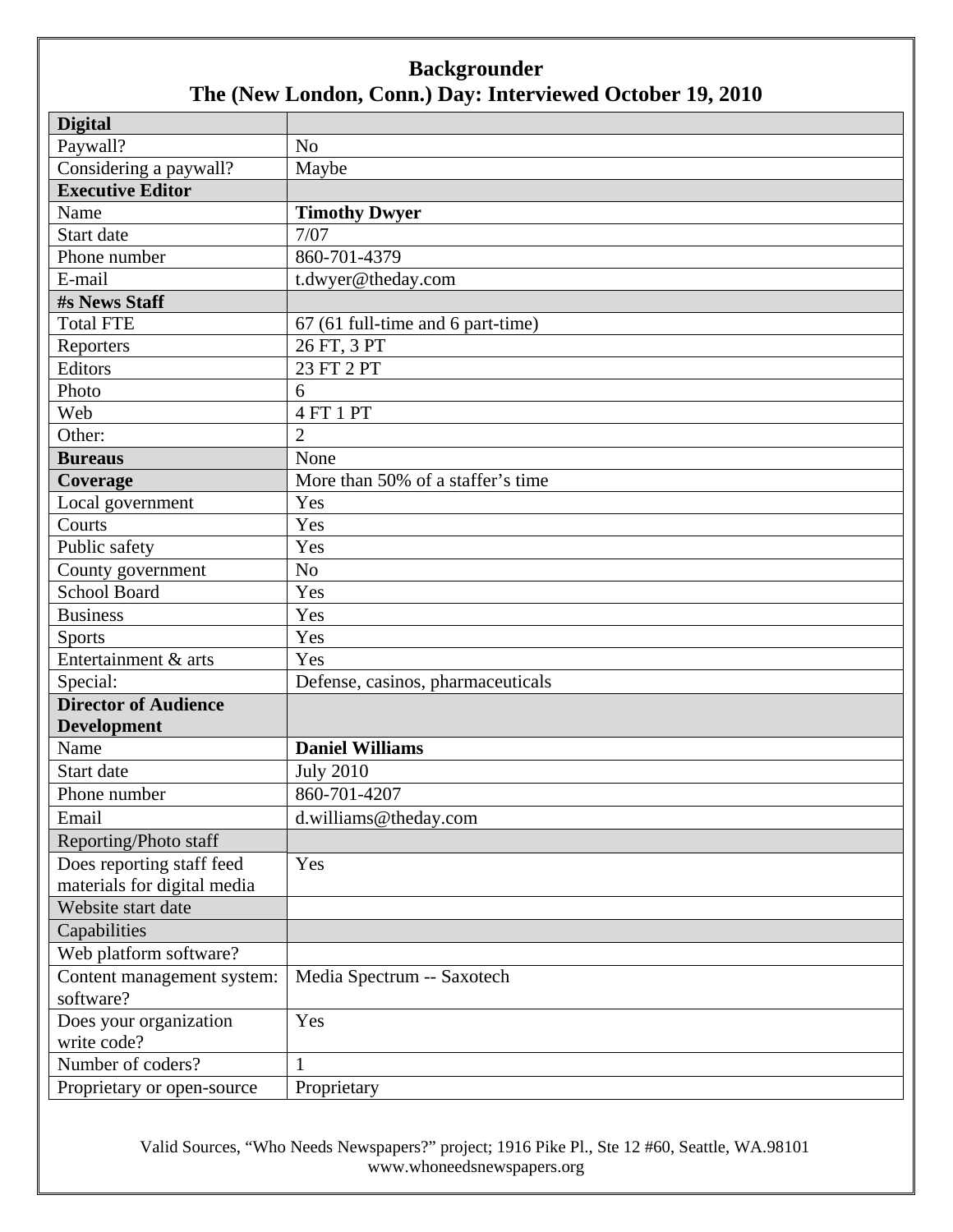# Backgrounder

## The (New London, Conn.) Day: Interviewed October 19, 2010

| **Digital** | |
|---|---|
| Paywall? | No |
| Considering a paywall? | Maybe |
| **Executive Editor** | |
| Name | **Timothy Dwyer** |
| Start date | 7/07 |
| Phone number | 860-701-4379 |
| E-mail | t.dwyer@theday.com |
| **#s News Staff** | |
| Total FTE | 67 (61 full-time and 6 part-time) |
| Reporters | 26 FT, 3 PT |
| Editors | 23 FT 2 PT |
| Photo | 6 |
| Web | 4 FT 1 PT |
| Other: | 2 |
| **Bureaus** | None |
| **Coverage** | More than 50% of a staffer's time |
| Local government | Yes |
| Courts | Yes |
| Public safety | Yes |
| County government | No |
| School Board | Yes |
| Business | Yes |
| Sports | Yes |
| Entertainment & arts | Yes |
| Special: | Defense, casinos, pharmaceuticals |
| **Director of Audience Development** | |
| Name | **Daniel Williams** |
| Start date | July 2010 |
| Phone number | 860-701-4207 |
| Email | d.williams@theday.com |
| Reporting/Photo staff | |
| Does reporting staff feed materials for digital media | Yes |
| Website start date | |
| Capabilities | |
| Web platform software? | |
| Content management system: software? | Media Spectrum -- Saxotech |
| Does your organization write code? | Yes |
| Number of coders? | 1 |
| Proprietary or open-source | Proprietary |

Valid Sources, "Who Needs Newspapers?" project; 1916 Pike Pl., Ste 12 #60, Seattle, WA.98101
www.whoneedsnewspapers.org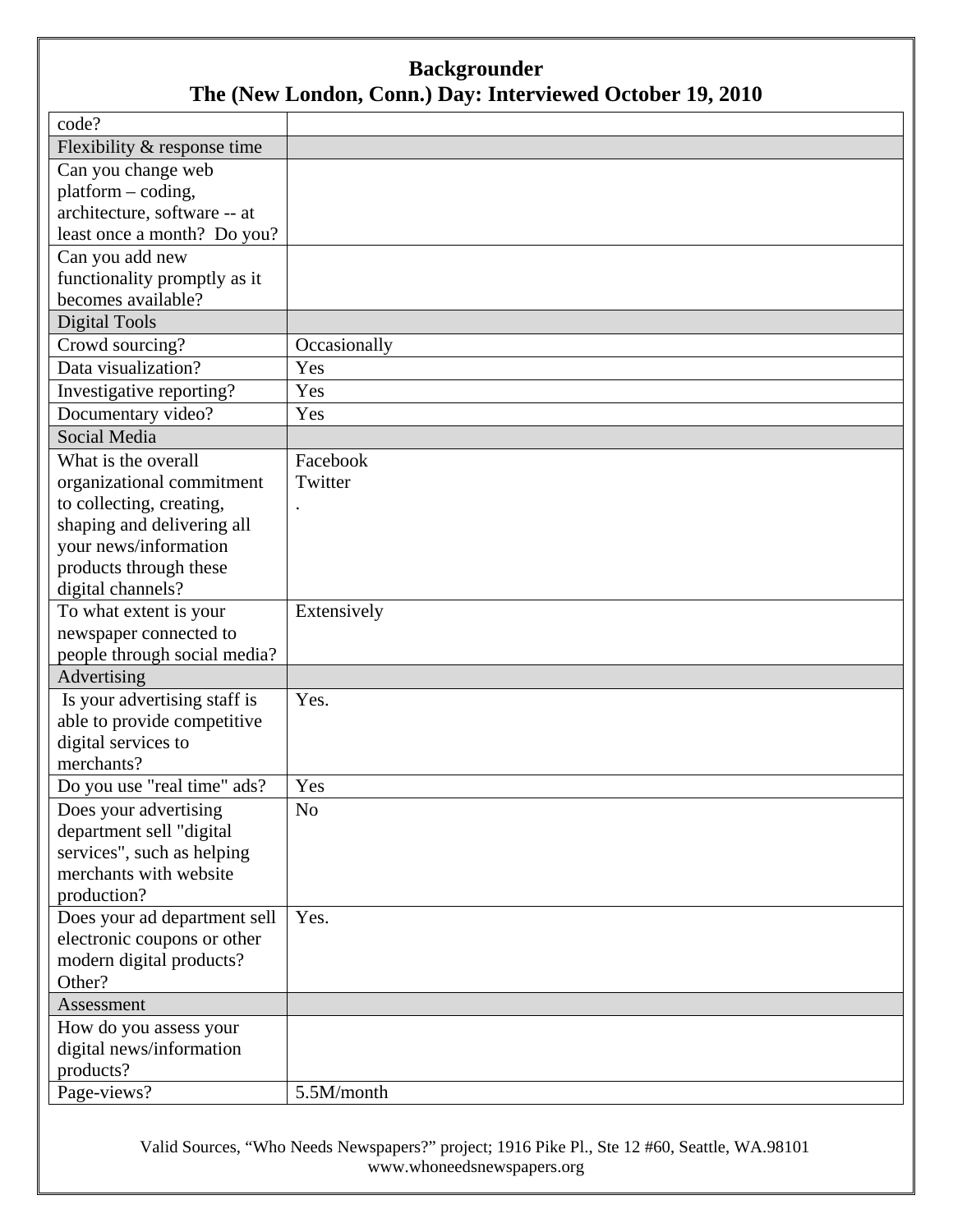# Backgrounder
## The (New London, Conn.) Day: Interviewed October 19, 2010

| | |
|---|---|
| code? | |
| Flexibility & response time | |
| Can you change web platform – coding, architecture, software -- at least once a month? Do you? | |
| Can you add new functionality promptly as it becomes available? | |
| Digital Tools | |
| Crowd sourcing? | Occasionally |
| Data visualization? | Yes |
| Investigative reporting? | Yes |
| Documentary video? | Yes |
| Social Media | |
| What is the overall organizational commitment to collecting, creating, shaping and delivering all your news/information products through these digital channels? | Facebook<br>Twitter<br>. |
| To what extent is your newspaper connected to people through social media? | Extensively |
| Advertising | |
| Is your advertising staff is able to provide competitive digital services to merchants? | Yes. |
| Do you use "real time" ads? | Yes |
| Does your advertising department sell "digital services", such as helping merchants with website production? | No |
| Does your ad department sell electronic coupons or other modern digital products? Other? | Yes. |
| Assessment | |
| How do you assess your digital news/information products? | |
| Page-views? | 5.5M/month |

Valid Sources, "Who Needs Newspapers?" project; 1916 Pike Pl., Ste 12 #60, Seattle, WA.98101
www.whoneedsnewspapers.org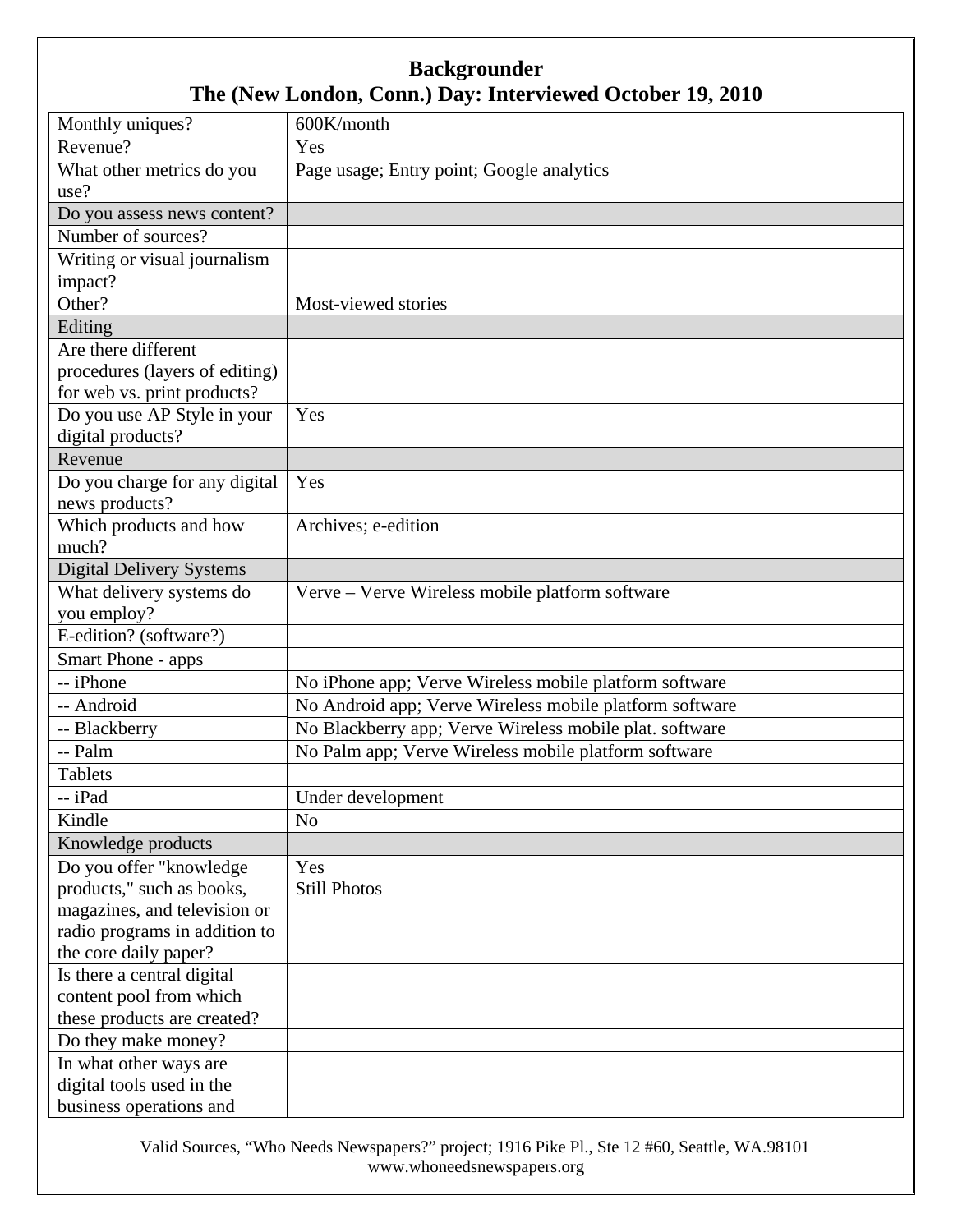# Backgrounder

## The (New London, Conn.) Day: Interviewed October 19, 2010

| | |
|---|---|
| Monthly uniques? | 600K/month |
| Revenue? | Yes |
| What other metrics do you use? | Page usage; Entry point; Google analytics |
| Do you assess news content? | |
| Number of sources? | |
| Writing or visual journalism impact? | |
| Other? | Most-viewed stories |
| Editing | |
| Are there different procedures (layers of editing) for web vs. print products? | |
| Do you use AP Style in your digital products? | Yes |
| Revenue | |
| Do you charge for any digital news products? | Yes |
| Which products and how much? | Archives; e-edition |
| Digital Delivery Systems | |
| What delivery systems do you employ? | Verve – Verve Wireless mobile platform software |
| E-edition? (software?) | |
| Smart Phone - apps | |
| -- iPhone | No iPhone app; Verve Wireless mobile platform software |
| -- Android | No Android app; Verve Wireless mobile platform software |
| -- Blackberry | No Blackberry app; Verve Wireless mobile plat. software |
| -- Palm | No Palm app; Verve Wireless mobile platform software |
| Tablets | |
| -- iPad | Under development |
| Kindle | No |
| Knowledge products | |
| Do you offer "knowledge products," such as books, magazines, and television or radio programs in addition to the core daily paper? | Yes<br>Still Photos |
| Is there a central digital content pool from which these products are created? | |
| Do they make money? | |
| In what other ways are digital tools used in the business operations and | |

Valid Sources, "Who Needs Newspapers?" project; 1916 Pike Pl., Ste 12 #60, Seattle, WA.98101
www.whoneedsnewspapers.org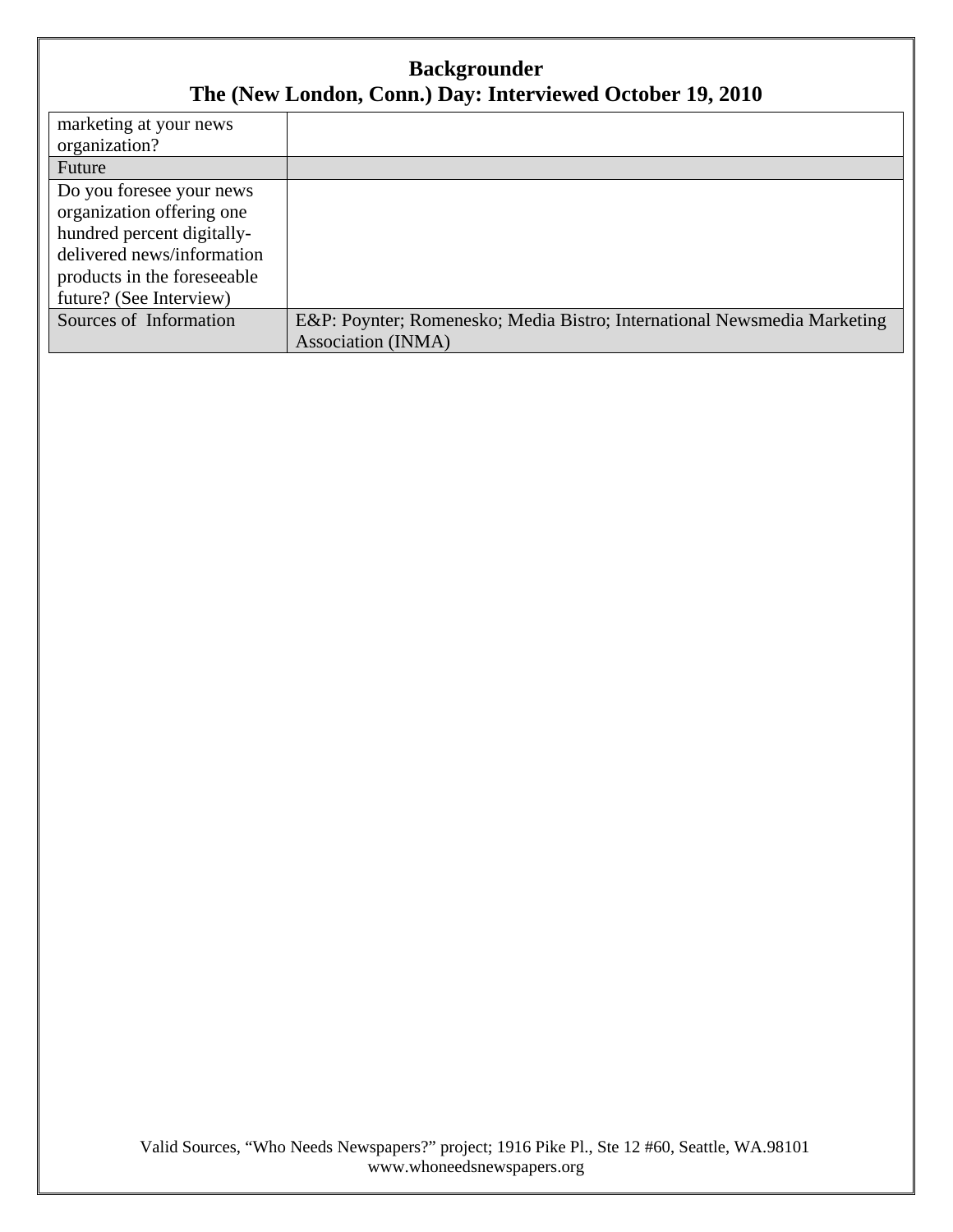**Backgrounder**
**The (New London, Conn.) Day: Interviewed October 19, 2010**

| | |
|---|---|
| marketing at your news organization? | |
| Future | |
| Do you foresee your news organization offering one hundred percent digitally-delivered news/information products in the foreseeable future? (See Interview) | |
| Sources of Information | E&P: Poynter; Romenesko; Media Bistro; International Newsmedia Marketing Association (INMA) |

Valid Sources, "Who Needs Newspapers?" project; 1916 Pike Pl., Ste 12 #60, Seattle, WA.98101
www.whoneedsnewspapers.org